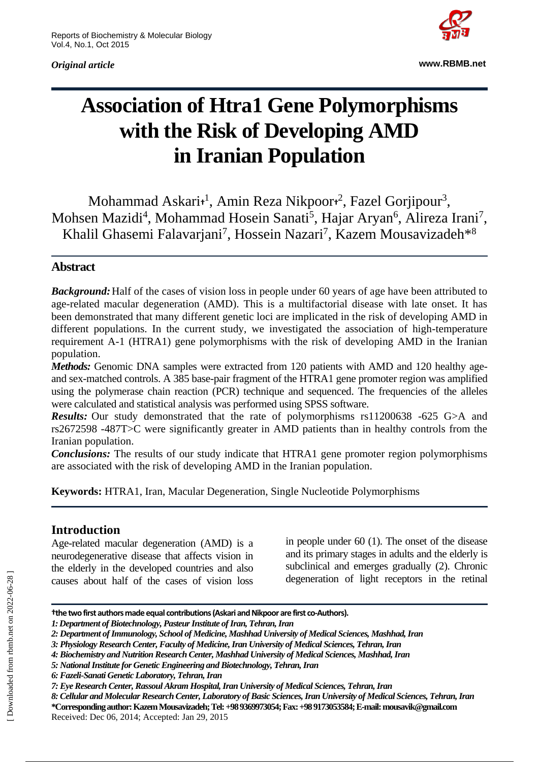*Original article*

# Association of Htra1 Gene Polymorphisms with the Risk of Developing AMD in Iranian Population

Mohammad Askari†[1], Amin Reza Nikpoor†[2], Fazel Gorjipour[3], Mohsen Mazidi[4], Mohammad Hosein Sanati[5], Hajar Aryan[6], Alireza Irani[7], Khalil Ghasemi Falavarjani[7], Hossein Nazari[7], Kazem Mousavizadeh*[8]

## Abstract

***Background:*** Half of the cases of vision loss in people under 60 years of age have been attributed to age-related macular degeneration (AMD). This is a multifactorial disease with late onset. It has been demonstrated that many different genetic loci are implicated in the risk of developing AMD in different populations. In the current study, we investigated the association of high-temperature requirement A-1 (HTRA1) gene polymorphisms with the risk of developing AMD in the Iranian population.

***Methods:*** Genomic DNA samples were extracted from 120 patients with AMD and 120 healthy age- and sex-matched controls. A 385 base-pair fragment of the HTRA1 gene promoter region was amplified using the polymerase chain reaction (PCR) technique and sequenced. The frequencies of the alleles were calculated and statistical analysis was performed using SPSS software.

***Results:*** Our study demonstrated that the rate of polymorphisms rs11200638 -625 G>A and rs2672598 -487T>C were significantly greater in AMD patients than in healthy controls from the Iranian population.

***Conclusions:*** The results of our study indicate that HTRA1 gene promoter region polymorphisms are associated with the risk of developing AMD in the Iranian population.

**Keywords:** HTRA1, Iran, Macular Degeneration, Single Nucleotide Polymorphisms

## Introduction

Age-related macular degeneration (AMD) is a neurodegenerative disease that affects vision in the elderly in the developed countries and also causes about half of the cases of vision loss in people under 60 (1). The onset of the disease and its primary stages in adults and the elderly is subclinical and emerges gradually (2). Chronic degeneration of light receptors in the retinal

---

**†the two first authors made equal contributions (Askari and Nikpoor are first co-Authors).**

*1: Department of Biotechnology, Pasteur Institute of Iran, Tehran, Iran*

*2: Department of Immunology, School of Medicine, Mashhad University of Medical Sciences, Mashhad, Iran*

*3: Physiology Research Center, Faculty of Medicine, Iran University of Medical Sciences, Tehran, Iran*

*4: Biochemistry and Nutrition Research Center, Mashhad University of Medical Sciences, Mashhad, Iran*

*5: National Institute for Genetic Engineering and Biotechnology, Tehran, Iran*

*6: Fazeli-Sanati Genetic Laboratory, Tehran, Iran*

*7: Eye Research Center, Rassoul Akram Hospital, Iran University of Medical Sciences, Tehran, Iran*

*8: Cellular and Molecular Research Center, Laboratory of Basic Sciences, Iran University of Medical Sciences, Tehran, Iran*

**\*Corresponding author: Kazem Mousavizadeh; Tel: +98 9369973054; Fax: +98 9173053584; E-mail: mousavik@gmail.com**

Received: Dec 06, 2014; Accepted: Jan 29, 2015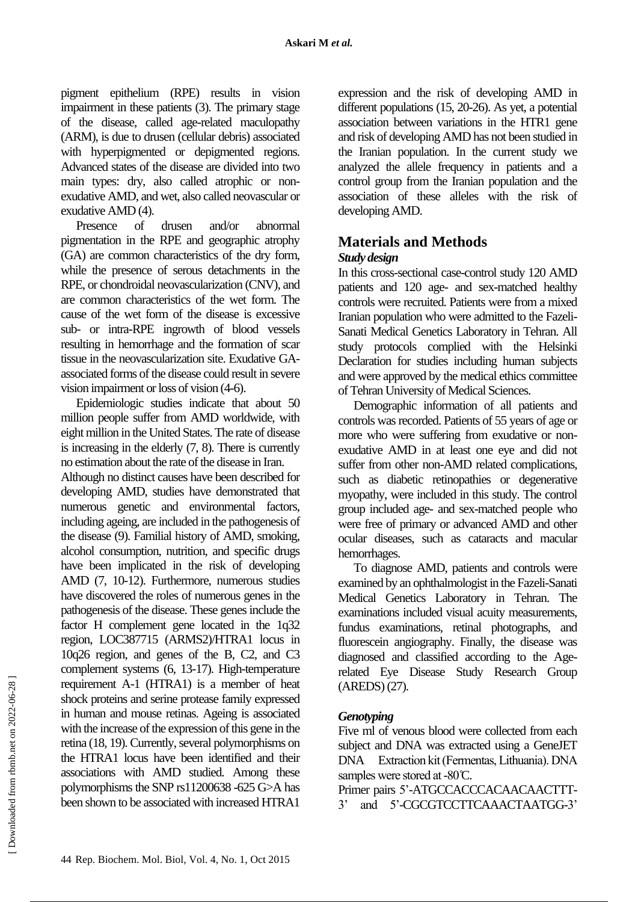pigment epithelium (RPE) results in vision impairment in these patients (3). The primary stage of the disease, called age-related maculopathy (ARM), is due to drusen (cellular debris) associated with hyperpigmented or depigmented regions. Advanced states of the disease are divided into two main types: dry, also called atrophic or non-exudative AMD, and wet, also called neovascular or exudative AMD (4).

Presence of drusen and/or abnormal pigmentation in the RPE and geographic atrophy (GA) are common characteristics of the dry form, while the presence of serous detachments in the RPE, or chondroidal neovascularization (CNV), and are common characteristics of the wet form. The cause of the wet form of the disease is excessive sub- or intra-RPE ingrowth of blood vessels resulting in hemorrhage and the formation of scar tissue in the neovascularization site. Exudative GA-associated forms of the disease could result in severe vision impairment or loss of vision (4-6).

Epidemiologic studies indicate that about 50 million people suffer from AMD worldwide, with eight million in the United States. The rate of disease is increasing in the elderly (7, 8). There is currently no estimation about the rate of the disease in Iran.

Although no distinct causes have been described for developing AMD, studies have demonstrated that numerous genetic and environmental factors, including ageing, are included in the pathogenesis of the disease (9). Familial history of AMD, smoking, alcohol consumption, nutrition, and specific drugs have been implicated in the risk of developing AMD (7, 10-12). Furthermore, numerous studies have discovered the roles of numerous genes in the pathogenesis of the disease. These genes include the factor H complement gene located in the 1q32 region, LOC387715 (ARMS2)/HTRA1 locus in 10q26 region, and genes of the B, C2, and C3 complement systems (6, 13-17). High-temperature requirement A-1 (HTRA1) is a member of heat shock proteins and serine protease family expressed in human and mouse retinas. Ageing is associated with the increase of the expression of this gene in the retina (18, 19). Currently, several polymorphisms on the HTRA1 locus have been identified and their associations with AMD studied. Among these polymorphisms the SNP rs11200638 -625 G>A has been shown to be associated with increased HTRA1 expression and the risk of developing AMD in different populations (15, 20-26). As yet, a potential association between variations in the HTR1 gene and risk of developing AMD has not been studied in the Iranian population. In the current study we analyzed the allele frequency in patients and a control group from the Iranian population and the association of these alleles with the risk of developing AMD.

## Materials and Methods

### *Study design*

In this cross-sectional case-control study 120 AMD patients and 120 age- and sex-matched healthy controls were recruited. Patients were from a mixed Iranian population who were admitted to the Fazeli-Sanati Medical Genetics Laboratory in Tehran. All study protocols complied with the Helsinki Declaration for studies including human subjects and were approved by the medical ethics committee of Tehran University of Medical Sciences.

Demographic information of all patients and controls was recorded. Patients of 55 years of age or more who were suffering from exudative or non-exudative AMD in at least one eye and did not suffer from other non-AMD related complications, such as diabetic retinopathies or degenerative myopathy, were included in this study. The control group included age- and sex-matched people who were free of primary or advanced AMD and other ocular diseases, such as cataracts and macular hemorrhages.

To diagnose AMD, patients and controls were examined by an ophthalmologist in the Fazeli-Sanati Medical Genetics Laboratory in Tehran. The examinations included visual acuity measurements, fundus examinations, retinal photographs, and fluorescein angiography. Finally, the disease was diagnosed and classified according to the Age-related Eye Disease Study Research Group (AREDS) (27).

### *Genotyping*

Five ml of venous blood were collected from each subject and DNA was extracted using a GeneJET DNA Extraction kit (Fermentas, Lithuania). DNA samples were stored at -80℃.

Primer pairs 5'-ATGCCACCCACAACAACTTT-3' and 5'-CGCGTCCTTCAAACTAATGG-3'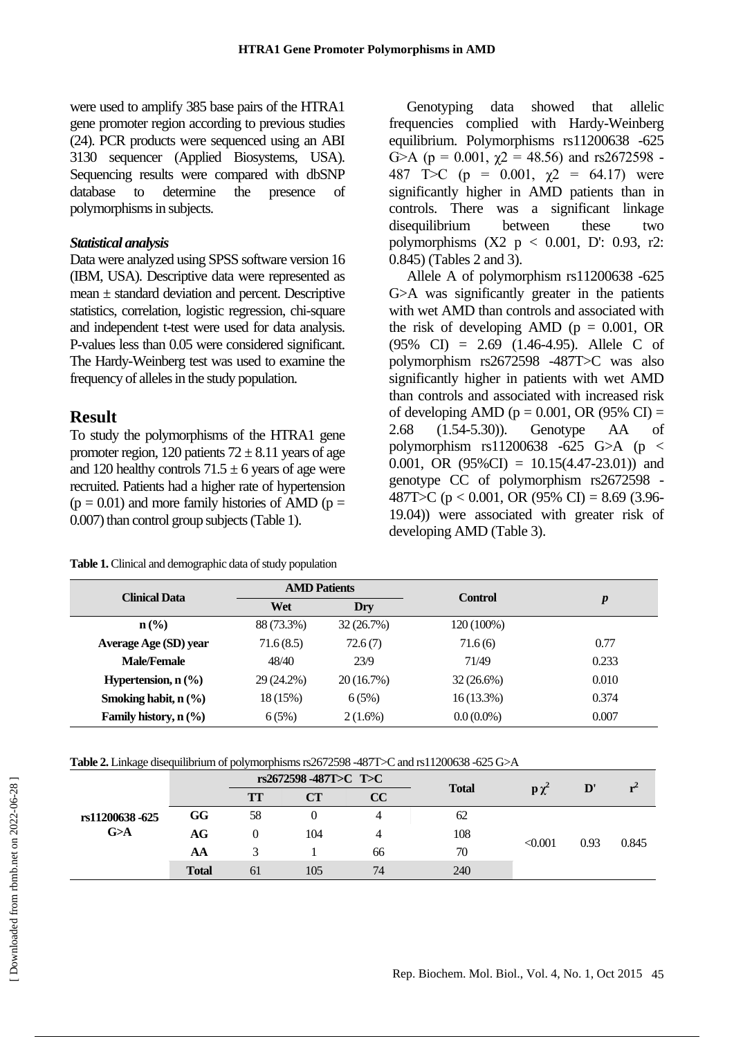were used to amplify 385 base pairs of the HTRA1 gene promoter region according to previous studies (24). PCR products were sequenced using an ABI 3130 sequencer (Applied Biosystems, USA). Sequencing results were compared with dbSNP database to determine the presence of polymorphisms in subjects.

### *Statistical analysis*

Data were analyzed using SPSS software version 16 (IBM, USA). Descriptive data were represented as mean ± standard deviation and percent. Descriptive statistics, correlation, logistic regression, chi-square and independent t-test were used for data analysis. P-values less than 0.05 were considered significant. The Hardy-Weinberg test was used to examine the frequency of alleles in the study population.

## Result

To study the polymorphisms of the HTRA1 gene promoter region, 120 patients 72 ± 8.11 years of age and 120 healthy controls 71.5 ± 6 years of age were recruited. Patients had a higher rate of hypertension ($p = 0.01$) and more family histories of AMD ($p = 0.007$) than control group subjects (Table 1).

Genotyping data showed that allelic frequencies complied with Hardy-Weinberg equilibrium. Polymorphisms rs11200638 -625 G>A ($p = 0.001$, $\chi2 = 48.56$) and rs2672598 -487 T>C ($p = 0.001$, $\chi2 = 64.17$) were significantly higher in AMD patients than in controls. There was a significant linkage disequilibrium between these two polymorphisms (X2 $p < 0.001$, D': 0.93, r2: 0.845) (Tables 2 and 3).

Allele A of polymorphism rs11200638 -625 G>A was significantly greater in the patients with wet AMD than controls and associated with the risk of developing AMD ($p = 0.001$, OR (95% CI) = 2.69 (1.46-4.95). Allele C of polymorphism rs2672598 -487T>C was also significantly higher in patients with wet AMD than controls and associated with increased risk of developing AMD ($p = 0.001$, OR (95% CI) = 2.68 (1.54-5.30)). Genotype AA of polymorphism rs11200638 -625 G>A ($p < 0.001$, OR (95%CI) = 10.15(4.47-23.01)) and genotype CC of polymorphism rs2672598 -487T>C ($p < 0.001$, OR (95% CI) = 8.69 (3.96-19.04)) were associated with greater risk of developing AMD (Table 3).

**Table 1.** Clinical and demographic data of study population

| Clinical Data | AMD Patients | | Control | *p* |
|---|---|---|---|---|
| | Wet | Dry | | |
| **n (%)** | 88 (73.3%) | 32 (26.7%) | 120 (100%) | |
| **Average Age (SD) year** | 71.6 (8.5) | 72.6 (7) | 71.6 (6) | 0.77 |
| **Male/Female** | 48/40 | 23/9 | 71/49 | 0.233 |
| **Hypertension, n (%)** | 29 (24.2%) | 20 (16.7%) | 32 (26.6%) | 0.010 |
| **Smoking habit, n (%)** | 18 (15%) | 6 (5%) | 16 (13.3%) | 0.374 |
| **Family history, n (%)** | 6 (5%) | 2 (1.6%) | 0.0 (0.0%) | 0.007 |

**Table 2.** Linkage disequilibrium of polymorphisms rs2672598 -487T>C and rs11200638 -625 G>A

| | | rs2672598 -487T>C T>C | | | Total | p $\chi^2$ | D' | $r^2$ |
|---|---|---|---|---|---|---|---|---|
| | | TT | CT | CC | | | | |
| rs11200638 -625 G>A | GG | 58 | 0 | 4 | 62 | <0.001 | 0.93 | 0.845 |
| | AG | 0 | 104 | 4 | 108 | | | |
| | AA | 3 | 1 | 66 | 70 | | | |
| | **Total** | 61 | 105 | 74 | 240 | | | |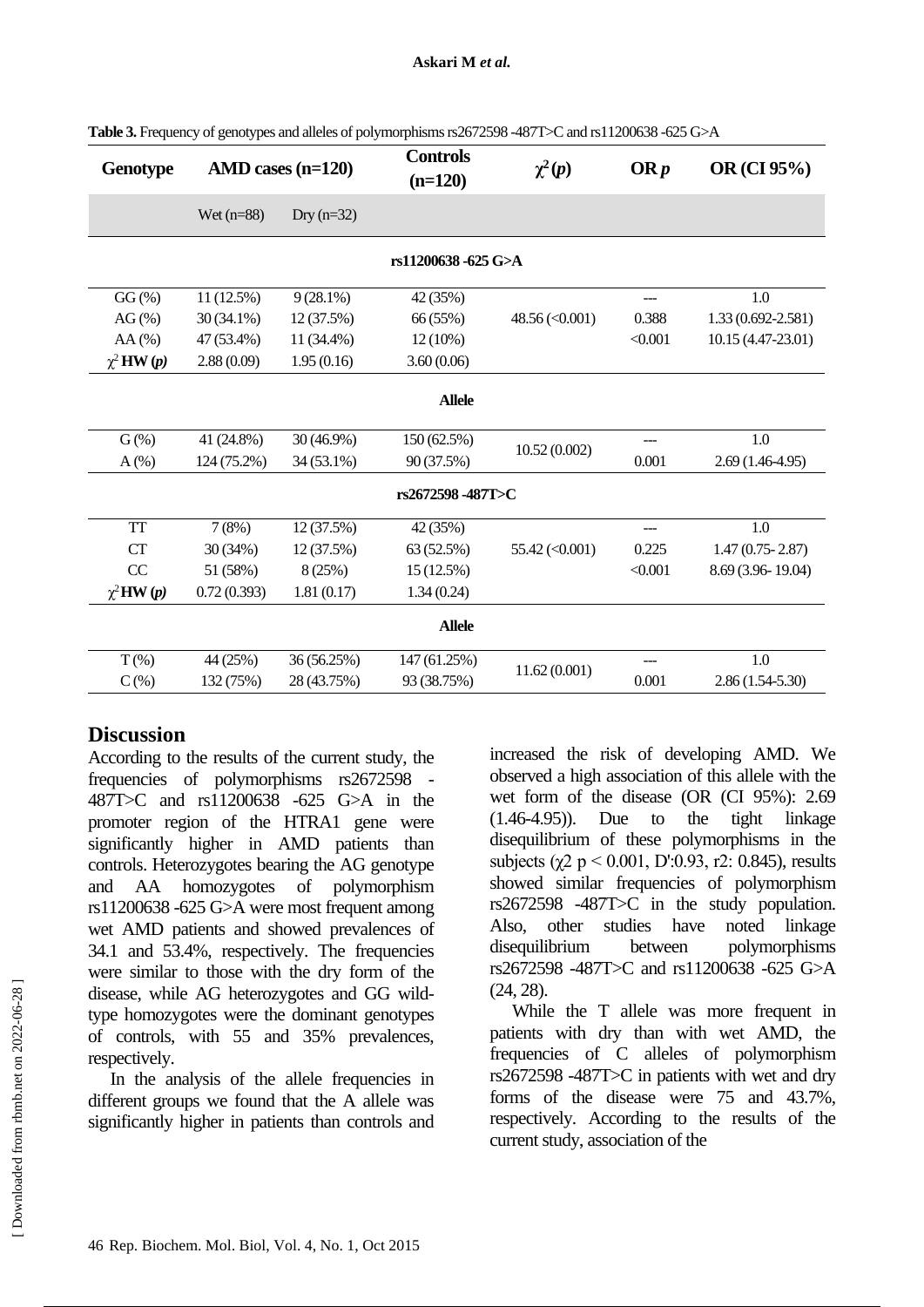**Table 3.** Frequency of genotypes and alleles of polymorphisms rs2672598 -487T>C and rs11200638 -625 G>A

| Genotype | AMD cases (n=120) | | Controls (n=120) | $\chi^2$ (p) | OR p | OR (CI 95%) |
|---|---|---|---|---|---|---|
| | Wet (n=88) | Dry (n=32) | | | | |
| **rs11200638 -625 G>A** | | | | | | |
| GG (%) | 11 (12.5%) | 9 (28.1%) | 42 (35%) | 48.56 (<0.001) | --- | 1.0 |
| AG (%) | 30 (34.1%) | 12 (37.5%) | 66 (55%) | | 0.388 | 1.33 (0.692-2.581) |
| AA (%) | 47 (53.4%) | 11 (34.4%) | 12 (10%) | | <0.001 | 10.15 (4.47-23.01) |
| $\chi^2$ **HW (*p*)** | 2.88 (0.09) | 1.95 (0.16) | 3.60 (0.06) | | | |
| **Allele** | | | | | | |
| G (%) | 41 (24.8%) | 30 (46.9%) | 150 (62.5%) | 10.52 (0.002) | --- | 1.0 |
| A (%) | 124 (75.2%) | 34 (53.1%) | 90 (37.5%) | | 0.001 | 2.69 (1.46-4.95) |
| **rs2672598 -487T>C** | | | | | | |
| TT | 7 (8%) | 12 (37.5%) | 42 (35%) | 55.42 (<0.001) | --- | 1.0 |
| CT | 30 (34%) | 12 (37.5%) | 63 (52.5%) | | 0.225 | 1.47 (0.75- 2.87) |
| CC | 51 (58%) | 8 (25%) | 15 (12.5%) | | <0.001 | 8.69 (3.96- 19.04) |
| $\chi^2$ **HW (*p*)** | 0.72 (0.393) | 1.81 (0.17) | 1.34 (0.24) | | | |
| **Allele** | | | | | | |
| T (%) | 44 (25%) | 36 (56.25%) | 147 (61.25%) | 11.62 (0.001) | --- | 1.0 |
| C (%) | 132 (75%) | 28 (43.75%) | 93 (38.75%) | | 0.001 | 2.86 (1.54-5.30) |

## Discussion

According to the results of the current study, the frequencies of polymorphisms rs2672598 -487T>C and rs11200638 -625 G>A in the promoter region of the HTRA1 gene were significantly higher in AMD patients than controls. Heterozygotes bearing the AG genotype and AA homozygotes of polymorphism rs11200638 -625 G>A were most frequent among wet AMD patients and showed prevalences of 34.1 and 53.4%, respectively. The frequencies were similar to those with the dry form of the disease, while AG heterozygotes and GG wild-type homozygotes were the dominant genotypes of controls, with 55 and 35% prevalences, respectively.

In the analysis of the allele frequencies in different groups we found that the A allele was significantly higher in patients than controls and increased the risk of developing AMD. We observed a high association of this allele with the wet form of the disease (OR (CI 95%): 2.69 (1.46-4.95)). Due to the tight linkage disequilibrium of these polymorphisms in the subjects ($\chi^2$ $p < 0.001$, D':0.93, r2: 0.845), results showed similar frequencies of polymorphism rs2672598 -487T>C in the study population. Also, other studies have noted linkage disequilibrium between polymorphisms rs2672598 -487T>C and rs11200638 -625 G>A (24, 28).

While the T allele was more frequent in patients with dry than with wet AMD, the frequencies of C alleles of polymorphism rs2672598 -487T>C in patients with wet and dry forms of the disease were 75 and 43.7%, respectively. According to the results of the current study, association of the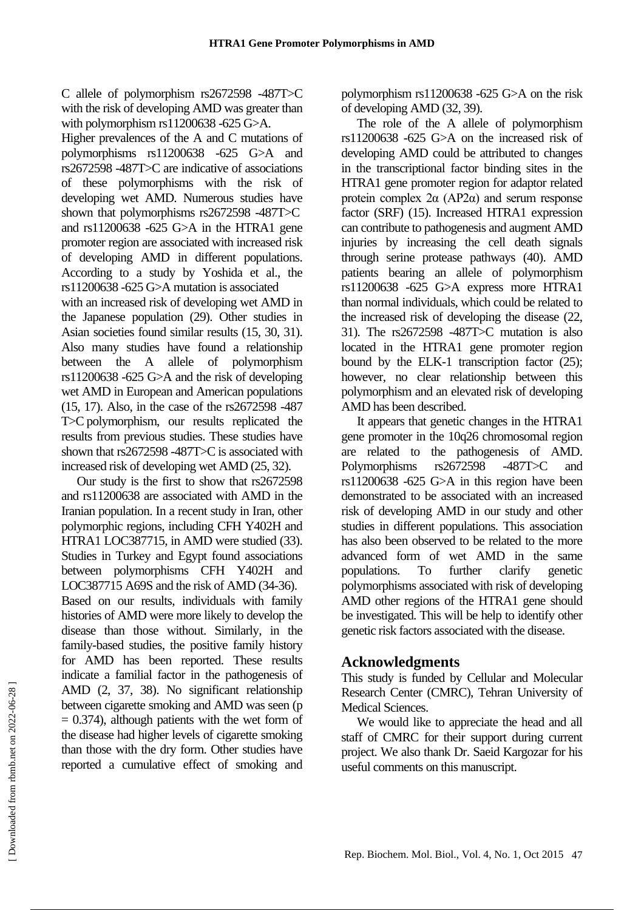C allele of polymorphism rs2672598 -487T>C with the risk of developing AMD was greater than with polymorphism rs11200638 -625 G>A.

Higher prevalences of the A and C mutations of polymorphisms rs11200638 -625 G>A and rs2672598 -487T>C are indicative of associations of these polymorphisms with the risk of developing wet AMD. Numerous studies have shown that polymorphisms rs2672598 -487T>C and rs11200638 -625 G>A in the HTRA1 gene promoter region are associated with increased risk of developing AMD in different populations. According to a study by Yoshida et al., the rs11200638 -625 G>A mutation is associated with an increased risk of developing wet AMD in the Japanese population (29). Other studies in Asian societies found similar results (15, 30, 31). Also many studies have found a relationship between the A allele of polymorphism rs11200638 -625 G>A and the risk of developing wet AMD in European and American populations (15, 17). Also, in the case of the rs2672598 -487 T>C polymorphism, our results replicated the results from previous studies. These studies have shown that rs2672598 -487T>C is associated with increased risk of developing wet AMD (25, 32).

Our study is the first to show that rs2672598 and rs11200638 are associated with AMD in the Iranian population. In a recent study in Iran, other polymorphic regions, including CFH Y402H and HTRA1 LOC387715, in AMD were studied (33). Studies in Turkey and Egypt found associations between polymorphisms CFH Y402H and LOC387715 A69S and the risk of AMD (34-36).

Based on our results, individuals with family histories of AMD were more likely to develop the disease than those without. Similarly, in the family-based studies, the positive family history for AMD has been reported. These results indicate a familial factor in the pathogenesis of AMD (2, 37, 38). No significant relationship between cigarette smoking and AMD was seen ($p = 0.374$), although patients with the wet form of the disease had higher levels of cigarette smoking than those with the dry form. Other studies have reported a cumulative effect of smoking and polymorphism rs11200638 -625 G>A on the risk of developing AMD (32, 39).

The role of the A allele of polymorphism rs11200638 -625 G>A on the increased risk of developing AMD could be attributed to changes in the transcriptional factor binding sites in the HTRA1 gene promoter region for adaptor related protein complex 2α (AP2α) and serum response factor (SRF) (15). Increased HTRA1 expression can contribute to pathogenesis and augment AMD injuries by increasing the cell death signals through serine protease pathways (40). AMD patients bearing an allele of polymorphism rs11200638 -625 G>A express more HTRA1 than normal individuals, which could be related to the increased risk of developing the disease (22, 31). The rs2672598 -487T>C mutation is also located in the HTRA1 gene promoter region bound by the ELK-1 transcription factor (25); however, no clear relationship between this polymorphism and an elevated risk of developing AMD has been described.

It appears that genetic changes in the HTRA1 gene promoter in the 10q26 chromosomal region are related to the pathogenesis of AMD. Polymorphisms rs2672598 -487T>C and rs11200638 -625 G>A in this region have been demonstrated to be associated with an increased risk of developing AMD in our study and other studies in different populations. This association has also been observed to be related to the more advanced form of wet AMD in the same populations. To further clarify genetic polymorphisms associated with risk of developing AMD other regions of the HTRA1 gene should be investigated. This will be help to identify other genetic risk factors associated with the disease.

## Acknowledgments

This study is funded by Cellular and Molecular Research Center (CMRC), Tehran University of Medical Sciences.

We would like to appreciate the head and all staff of CMRC for their support during current project. We also thank Dr. Saeid Kargozar for his useful comments on this manuscript.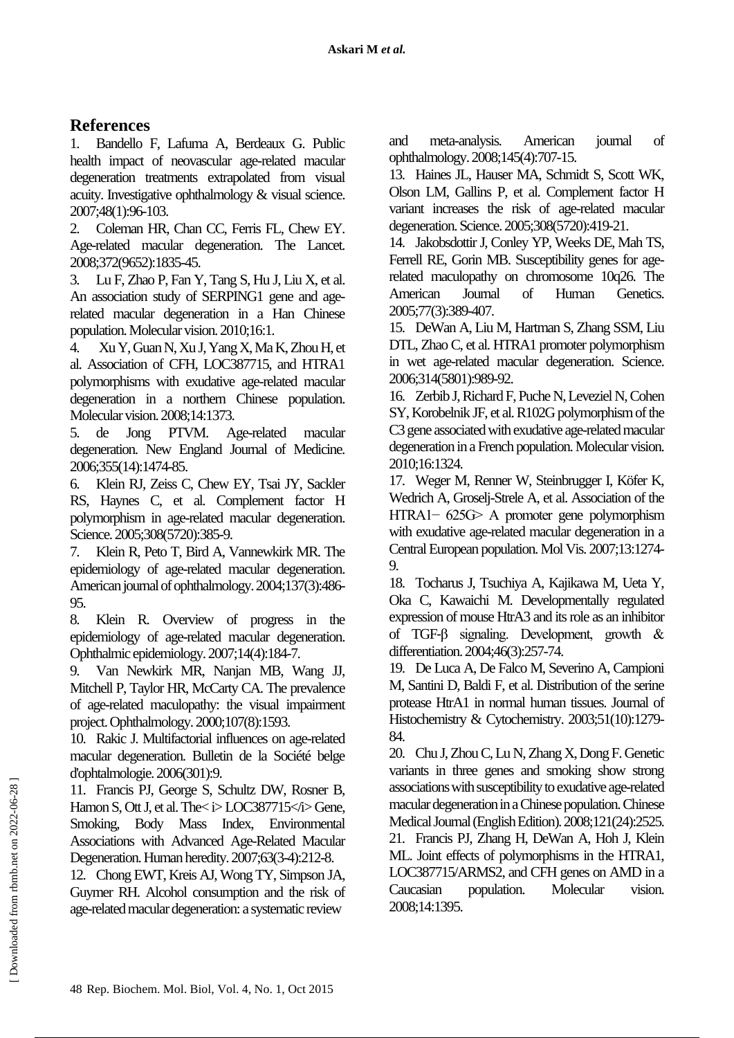## References

1. Bandello F, Lafuma A, Berdeaux G. Public health impact of neovascular age-related macular degeneration treatments extrapolated from visual acuity. Investigative ophthalmology & visual science. 2007;48(1):96-103.
2. Coleman HR, Chan CC, Ferris FL, Chew EY. Age-related macular degeneration. The Lancet. 2008;372(9652):1835-45.
3. Lu F, Zhao P, Fan Y, Tang S, Hu J, Liu X, et al. An association study of SERPING1 gene and age-related macular degeneration in a Han Chinese population. Molecular vision. 2010;16:1.
4. Xu Y, Guan N, Xu J, Yang X, Ma K, Zhou H, et al. Association of CFH, LOC387715, and HTRA1 polymorphisms with exudative age-related macular degeneration in a northern Chinese population. Molecular vision. 2008;14:1373.
5. de Jong PTVM. Age-related macular degeneration. New England Journal of Medicine. 2006;355(14):1474-85.
6. Klein RJ, Zeiss C, Chew EY, Tsai JY, Sackler RS, Haynes C, et al. Complement factor H polymorphism in age-related macular degeneration. Science. 2005;308(5720):385-9.
7. Klein R, Peto T, Bird A, Vannewkirk MR. The epidemiology of age-related macular degeneration. American journal of ophthalmology. 2004;137(3):486-95.
8. Klein R. Overview of progress in the epidemiology of age-related macular degeneration. Ophthalmic epidemiology. 2007;14(4):184-7.
9. Van Newkirk MR, Nanjan MB, Wang JJ, Mitchell P, Taylor HR, McCarty CA. The prevalence of age-related maculopathy: the visual impairment project. Ophthalmology. 2000;107(8):1593.
10. Rakic J. Multifactorial influences on age-related macular degeneration. Bulletin de la Société belge d'ophtalmologie. 2006(301):9.
11. Francis PJ, George S, Schultz DW, Rosner B, Hamon S, Ott J, et al. The< i> LOC387715</i> Gene, Smoking, Body Mass Index, Environmental Associations with Advanced Age-Related Macular Degeneration. Human heredity. 2007;63(3-4):212-8.
12. Chong EWT, Kreis AJ, Wong TY, Simpson JA, Guymer RH. Alcohol consumption and the risk of age-related macular degeneration: a systematic review and meta-analysis. American journal of ophthalmology. 2008;145(4):707-15.
13. Haines JL, Hauser MA, Schmidt S, Scott WK, Olson LM, Gallins P, et al. Complement factor H variant increases the risk of age-related macular degeneration. Science. 2005;308(5720):419-21.
14. Jakobsdottir J, Conley YP, Weeks DE, Mah TS, Ferrell RE, Gorin MB. Susceptibility genes for age-related maculopathy on chromosome 10q26. The American Journal of Human Genetics. 2005;77(3):389-407.
15. DeWan A, Liu M, Hartman S, Zhang SSM, Liu DTL, Zhao C, et al. HTRA1 promoter polymorphism in wet age-related macular degeneration. Science. 2006;314(5801):989-92.
16. Zerbib J, Richard F, Puche N, Leveziel N, Cohen SY, Korobelnik JF, et al. R102G polymorphism of the C3 gene associated with exudative age-related macular degeneration in a French population. Molecular vision. 2010;16:1324.
17. Weger M, Renner W, Steinbrugger I, Köfer K, Wedrich A, Groselj-Strele A, et al. Association of the HTRA1− 625G> A promoter gene polymorphism with exudative age-related macular degeneration in a Central European population. Mol Vis. 2007;13:1274-9.
18. Tocharus J, Tsuchiya A, Kajikawa M, Ueta Y, Oka C, Kawaichi M. Developmentally regulated expression of mouse HtrA3 and its role as an inhibitor of TGF-β signaling. Development, growth & differentiation. 2004;46(3):257-74.
19. De Luca A, De Falco M, Severino A, Campioni M, Santini D, Baldi F, et al. Distribution of the serine protease HtrA1 in normal human tissues. Journal of Histochemistry & Cytochemistry. 2003;51(10):1279-84.
20. Chu J, Zhou C, Lu N, Zhang X, Dong F. Genetic variants in three genes and smoking show strong associations with susceptibility to exudative age-related macular degeneration in a Chinese population. Chinese Medical Journal (English Edition). 2008;121(24):2525.
21. Francis PJ, Zhang H, DeWan A, Hoh J, Klein ML. Joint effects of polymorphisms in the HTRA1, LOC387715/ARMS2, and CFH genes on AMD in a Caucasian population. Molecular vision. 2008;14:1395.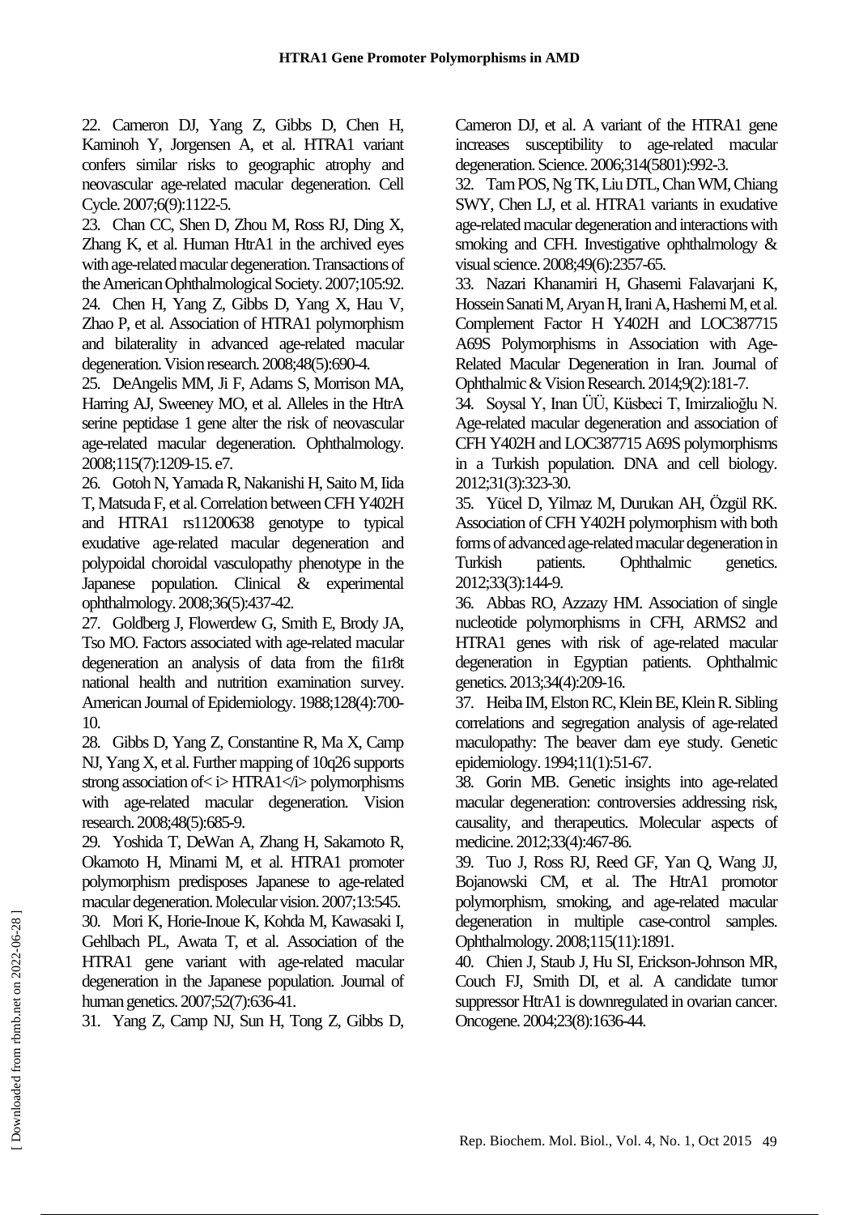22. Cameron DJ, Yang Z, Gibbs D, Chen H, Kaminoh Y, Jorgensen A, et al. HTRA1 variant confers similar risks to geographic atrophy and neovascular age-related macular degeneration. Cell Cycle. 2007;6(9):1122-5.

23. Chan CC, Shen D, Zhou M, Ross RJ, Ding X, Zhang K, et al. Human HtrA1 in the archived eyes with age-related macular degeneration. Transactions of the American Ophthalmological Society. 2007;105:92.

24. Chen H, Yang Z, Gibbs D, Yang X, Hau V, Zhao P, et al. Association of HTRA1 polymorphism and bilaterality in advanced age-related macular degeneration. Vision research. 2008;48(5):690-4.

25. DeAngelis MM, Ji F, Adams S, Morrison MA, Harring AJ, Sweeney MO, et al. Alleles in the HtrA serine peptidase 1 gene alter the risk of neovascular age-related macular degeneration. Ophthalmology. 2008;115(7):1209-15. e7.

26. Gotoh N, Yamada R, Nakanishi H, Saito M, Iida T, Matsuda F, et al. Correlation between CFH Y402H and HTRA1 rs11200638 genotype to typical exudative age-related macular degeneration and polypoidal choroidal vasculopathy phenotype in the Japanese population. Clinical & experimental ophthalmology. 2008;36(5):437-42.

27. Goldberg J, Flowerdew G, Smith E, Brody JA, Tso MO. Factors associated with age-related macular degeneration an analysis of data from the fi1r8t national health and nutrition examination survey. American Journal of Epidemiology. 1988;128(4):700-10.

28. Gibbs D, Yang Z, Constantine R, Ma X, Camp NJ, Yang X, et al. Further mapping of 10q26 supports strong association of< i> HTRA1</i> polymorphisms with age-related macular degeneration. Vision research. 2008;48(5):685-9.

29. Yoshida T, DeWan A, Zhang H, Sakamoto R, Okamoto H, Minami M, et al. HTRA1 promoter polymorphism predisposes Japanese to age-related macular degeneration. Molecular vision. 2007;13:545.

30. Mori K, Horie-Inoue K, Kohda M, Kawasaki I, Gehlbach PL, Awata T, et al. Association of the HTRA1 gene variant with age-related macular degeneration in the Japanese population. Journal of human genetics. 2007;52(7):636-41.

31. Yang Z, Camp NJ, Sun H, Tong Z, Gibbs D, Cameron DJ, et al. A variant of the HTRA1 gene increases susceptibility to age-related macular degeneration. Science. 2006;314(5801):992-3.

32. Tam POS, Ng TK, Liu DTL, Chan WM, Chiang SWY, Chen LJ, et al. HTRA1 variants in exudative age-related macular degeneration and interactions with smoking and CFH. Investigative ophthalmology & visual science. 2008;49(6):2357-65.

33. Nazari Khanamiri H, Ghasemi Falavarjani K, Hossein Sanati M, Aryan H, Irani A, Hashemi M, et al. Complement Factor H Y402H and LOC387715 A69S Polymorphisms in Association with Age-Related Macular Degeneration in Iran. Journal of Ophthalmic & Vision Research. 2014;9(2):181-7.

34. Soysal Y, Inan ÜÜ, Küsbeci T, Imirzalioğlu N. Age-related macular degeneration and association of CFH Y402H and LOC387715 A69S polymorphisms in a Turkish population. DNA and cell biology. 2012;31(3):323-30.

35. Yücel D, Yilmaz M, Durukan AH, Özgül RK. Association of CFH Y402H polymorphism with both forms of advanced age-related macular degeneration in Turkish patients. Ophthalmic genetics. 2012;33(3):144-9.

36. Abbas RO, Azzazy HM. Association of single nucleotide polymorphisms in CFH, ARMS2 and HTRA1 genes with risk of age-related macular degeneration in Egyptian patients. Ophthalmic genetics. 2013;34(4):209-16.

37. Heiba IM, Elston RC, Klein BE, Klein R. Sibling correlations and segregation analysis of age-related maculopathy: The beaver dam eye study. Genetic epidemiology. 1994;11(1):51-67.

38. Gorin MB. Genetic insights into age-related macular degeneration: controversies addressing risk, causality, and therapeutics. Molecular aspects of medicine. 2012;33(4):467-86.

39. Tuo J, Ross RJ, Reed GF, Yan Q, Wang JJ, Bojanowski CM, et al. The HtrA1 promotor polymorphism, smoking, and age-related macular degeneration in multiple case-control samples. Ophthalmology. 2008;115(11):1891.

40. Chien J, Staub J, Hu SI, Erickson-Johnson MR, Couch FJ, Smith DI, et al. A candidate tumor suppressor HtrA1 is downregulated in ovarian cancer. Oncogene. 2004;23(8):1636-44.